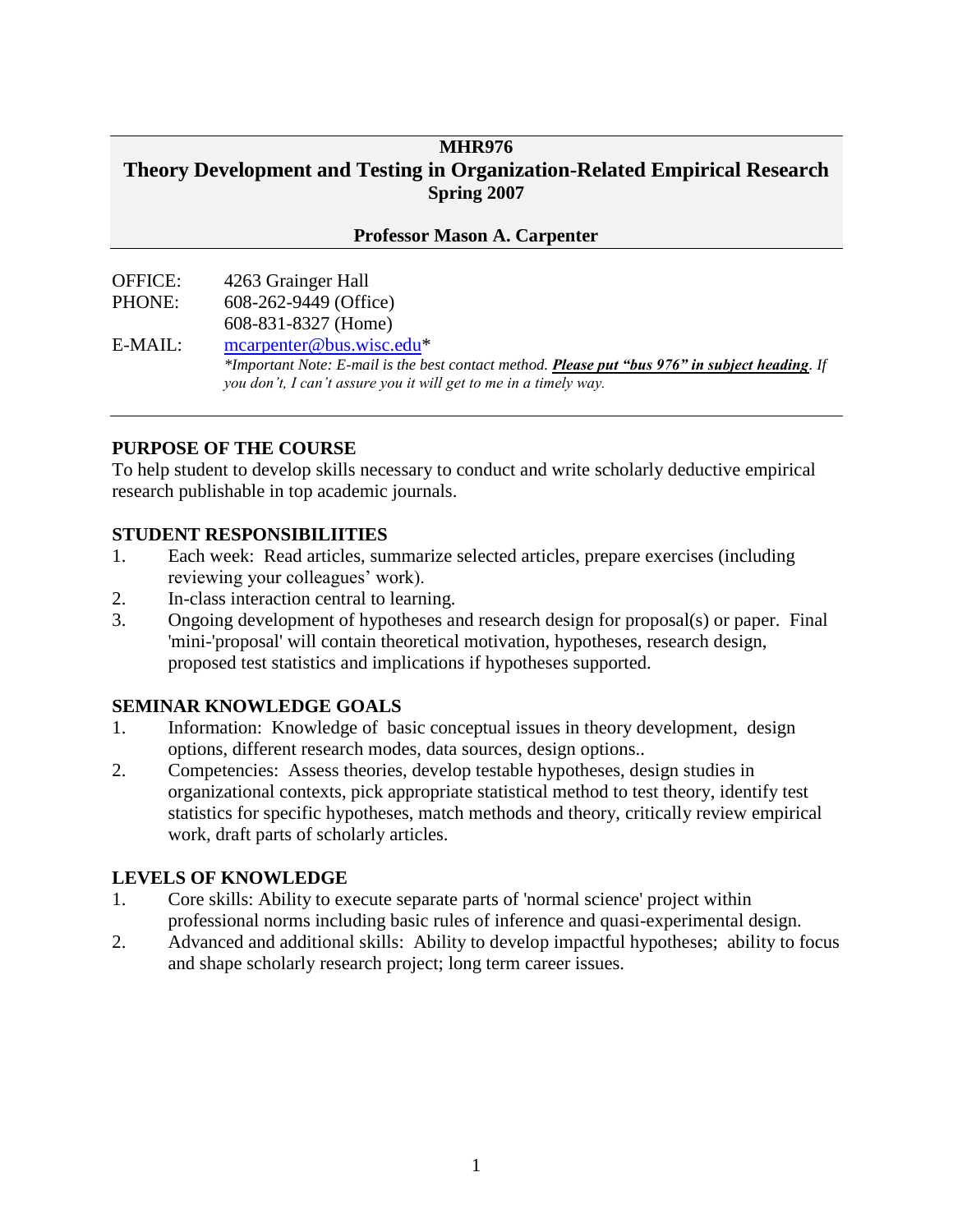# MHR976

# Theory Development and Testing in Organization-Related Empirical Research

**Spring 2007**

**Professor Mason A. Carpenter**

OFFICE: 4263 Grainger Hall
PHONE: 608-262-9449 (Office)
608-831-8327 (Home)
E-MAIL: mcarpenter@bus.wisc.edu*
*\*Important Note: E-mail is the best contact method.* ***Please put "bus 976" in subject heading****. If you don't, I can't assure you it will get to me in a timely way.*

## PURPOSE OF THE COURSE

To help student to develop skills necessary to conduct and write scholarly deductive empirical research publishable in top academic journals.

## STUDENT RESPONSIBILIITIES

1. Each week: Read articles, summarize selected articles, prepare exercises (including reviewing your colleagues' work).
2. In-class interaction central to learning.
3. Ongoing development of hypotheses and research design for proposal(s) or paper. Final 'mini-'proposal' will contain theoretical motivation, hypotheses, research design, proposed test statistics and implications if hypotheses supported.

## SEMINAR KNOWLEDGE GOALS

1. Information: Knowledge of basic conceptual issues in theory development, design options, different research modes, data sources, design options..
2. Competencies: Assess theories, develop testable hypotheses, design studies in organizational contexts, pick appropriate statistical method to test theory, identify test statistics for specific hypotheses, match methods and theory, critically review empirical work, draft parts of scholarly articles.

## LEVELS OF KNOWLEDGE

1. Core skills: Ability to execute separate parts of 'normal science' project within professional norms including basic rules of inference and quasi-experimental design.
2. Advanced and additional skills: Ability to develop impactful hypotheses; ability to focus and shape scholarly research project; long term career issues.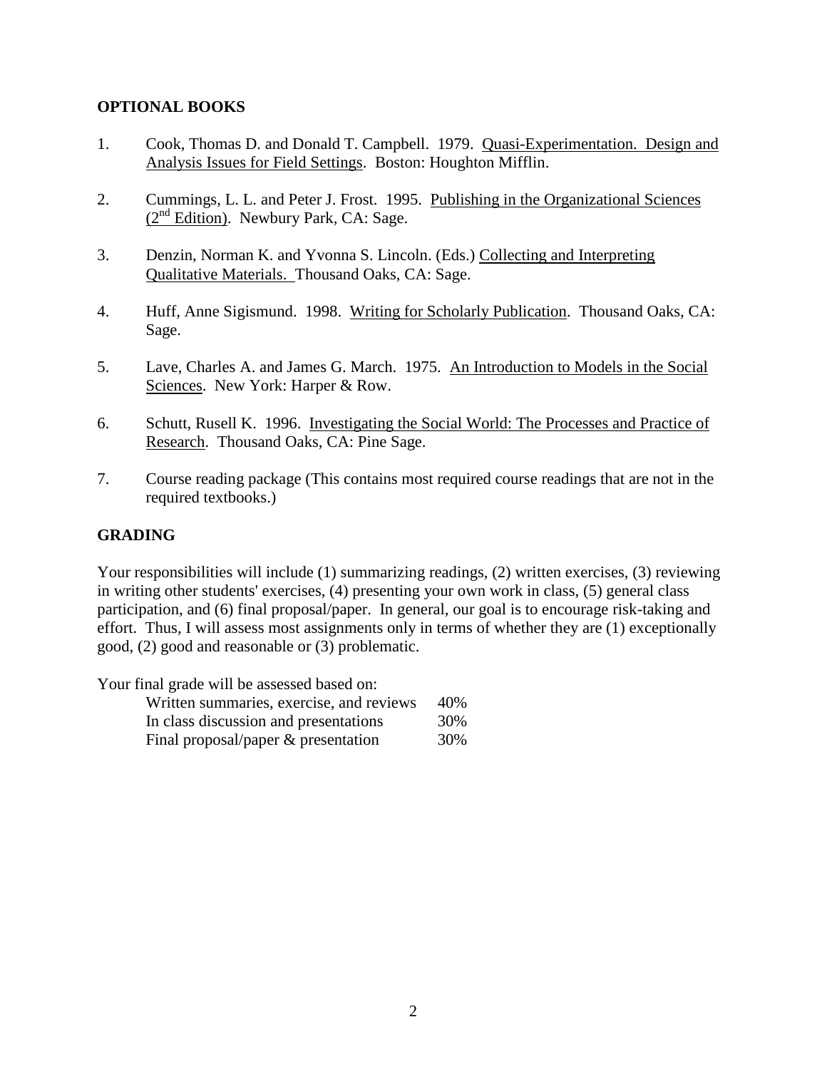## OPTIONAL BOOKS

1. Cook, Thomas D. and Donald T. Campbell. 1979. Quasi-Experimentation. Design and Analysis Issues for Field Settings. Boston: Houghton Mifflin.

2. Cummings, L. L. and Peter J. Frost. 1995. Publishing in the Organizational Sciences (2nd Edition). Newbury Park, CA: Sage.

3. Denzin, Norman K. and Yvonna S. Lincoln. (Eds.) Collecting and Interpreting Qualitative Materials. Thousand Oaks, CA: Sage.

4. Huff, Anne Sigismund. 1998. Writing for Scholarly Publication. Thousand Oaks, CA: Sage.

5. Lave, Charles A. and James G. March. 1975. An Introduction to Models in the Social Sciences. New York: Harper & Row.

6. Schutt, Rusell K. 1996. Investigating the Social World: The Processes and Practice of Research. Thousand Oaks, CA: Pine Sage.

7. Course reading package (This contains most required course readings that are not in the required textbooks.)

## GRADING

Your responsibilities will include (1) summarizing readings, (2) written exercises, (3) reviewing in writing other students' exercises, (4) presenting your own work in class, (5) general class participation, and (6) final proposal/paper. In general, our goal is to encourage risk-taking and effort. Thus, I will assess most assignments only in terms of whether they are (1) exceptionally good, (2) good and reasonable or (3) problematic.

Your final grade will be assessed based on:

| | |
|---|---|
| Written summaries, exercise, and reviews | 40% |
| In class discussion and presentations | 30% |
| Final proposal/paper & presentation | 30% |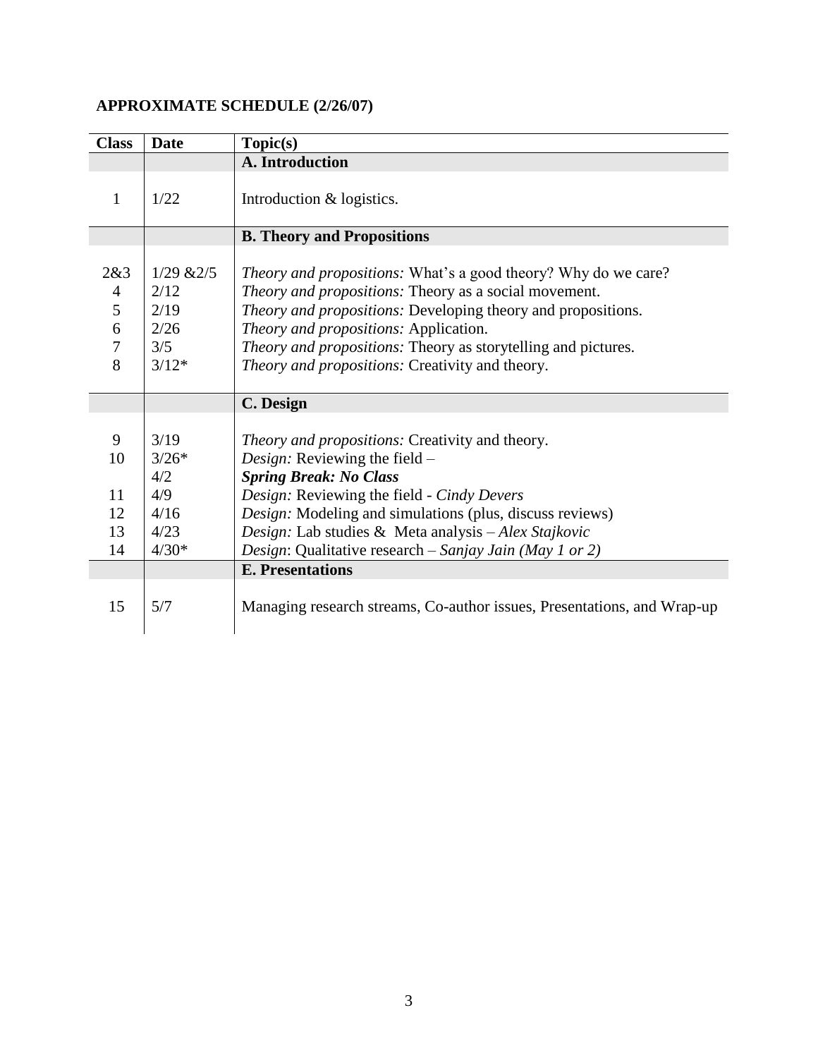## APPROXIMATE SCHEDULE (2/26/07)

| Class | Date | Topic(s) |
|---|---|---|
| | | **A. Introduction** |
| 1 | 1/22 | Introduction & logistics. |
| | | **B. Theory and Propositions** |
| 2&3 | 1/29 &2/5 | *Theory and propositions:* What's a good theory? Why do we care? |
| 4 | 2/12 | *Theory and propositions:* Theory as a social movement. |
| 5 | 2/19 | *Theory and propositions:* Developing theory and propositions. |
| 6 | 2/26 | *Theory and propositions:* Application. |
| 7 | 3/5 | *Theory and propositions:* Theory as storytelling and pictures. |
| 8 | 3/12* | *Theory and propositions:* Creativity and theory. |
| | | **C. Design** |
| 9 | 3/19 | *Theory and propositions:* Creativity and theory. |
| 10 | 3/26* | *Design:* Reviewing the field – |
| | 4/2 | ***Spring Break: No Class*** |
| 11 | 4/9 | *Design:* Reviewing the field - *Cindy Devers* |
| 12 | 4/16 | *Design:* Modeling and simulations (plus, discuss reviews) |
| 13 | 4/23 | *Design:* Lab studies & Meta analysis – *Alex Stajkovic* |
| 14 | 4/30* | *Design*: Qualitative research – *Sanjay Jain (May 1 or 2)* |
| | | **E. Presentations** |
| 15 | 5/7 | Managing research streams, Co-author issues, Presentations, and Wrap-up |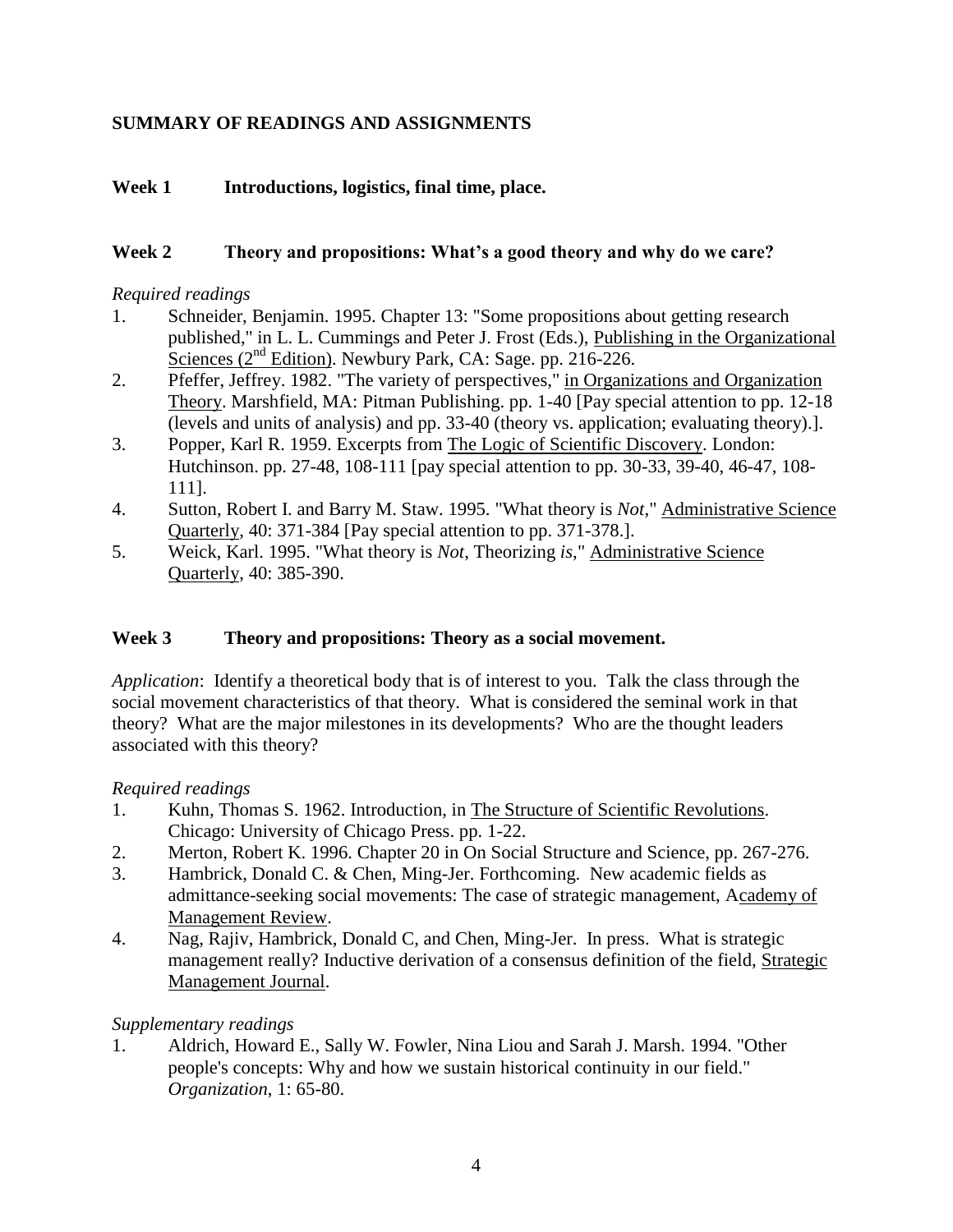**SUMMARY OF READINGS AND ASSIGNMENTS**

**Week 1 Introductions, logistics, final time, place.**

**Week 2 Theory and propositions: What's a good theory and why do we care?**

*Required readings*

1. Schneider, Benjamin. 1995. Chapter 13: "Some propositions about getting research published," in L. L. Cummings and Peter J. Frost (Eds.), Publishing in the Organizational Sciences (2nd Edition). Newbury Park, CA: Sage. pp. 216-226.
2. Pfeffer, Jeffrey. 1982. "The variety of perspectives," in Organizations and Organization Theory. Marshfield, MA: Pitman Publishing. pp. 1-40 [Pay special attention to pp. 12-18 (levels and units of analysis) and pp. 33-40 (theory vs. application; evaluating theory).].
3. Popper, Karl R. 1959. Excerpts from The Logic of Scientific Discovery. London: Hutchinson. pp. 27-48, 108-111 [pay special attention to pp. 30-33, 39-40, 46-47, 108-111].
4. Sutton, Robert I. and Barry M. Staw. 1995. "What theory is *Not*," Administrative Science Quarterly, 40: 371-384 [Pay special attention to pp. 371-378.].
5. Weick, Karl. 1995. "What theory is *Not*, Theorizing *is*," Administrative Science Quarterly, 40: 385-390.

**Week 3 Theory and propositions: Theory as a social movement.**

*Application*: Identify a theoretical body that is of interest to you. Talk the class through the social movement characteristics of that theory. What is considered the seminal work in that theory? What are the major milestones in its developments? Who are the thought leaders associated with this theory?

*Required readings*

1. Kuhn, Thomas S. 1962. Introduction, in The Structure of Scientific Revolutions. Chicago: University of Chicago Press. pp. 1-22.
2. Merton, Robert K. 1996. Chapter 20 in On Social Structure and Science, pp. 267-276.
3. Hambrick, Donald C. & Chen, Ming-Jer. Forthcoming. New academic fields as admittance-seeking social movements: The case of strategic management, Academy of Management Review.
4. Nag, Rajiv, Hambrick, Donald C, and Chen, Ming-Jer. In press. What is strategic management really? Inductive derivation of a consensus definition of the field, Strategic Management Journal.

*Supplementary readings*

1. Aldrich, Howard E., Sally W. Fowler, Nina Liou and Sarah J. Marsh. 1994. "Other people's concepts: Why and how we sustain historical continuity in our field." *Organization*, 1: 65-80.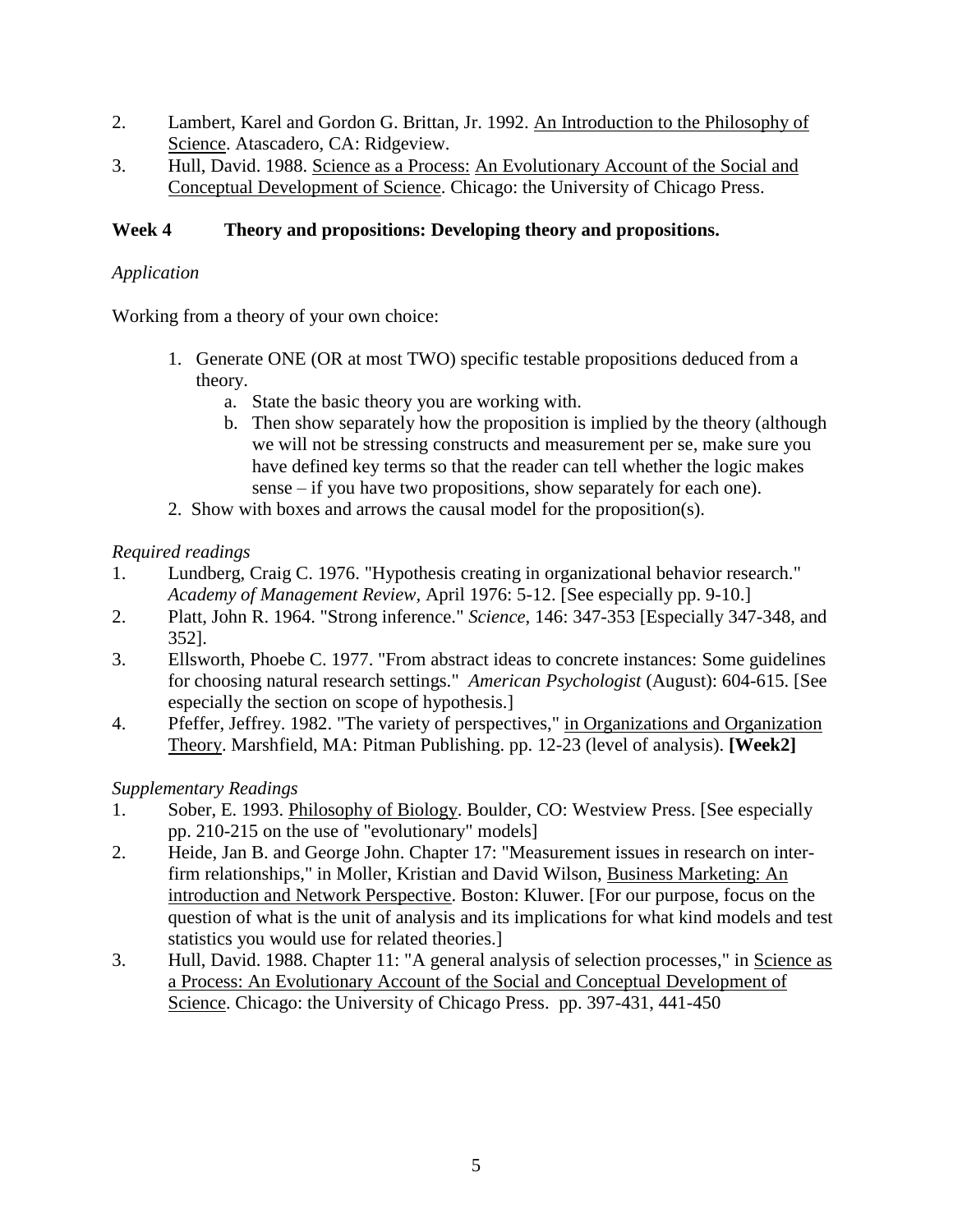2. Lambert, Karel and Gordon G. Brittan, Jr. 1992. An Introduction to the Philosophy of Science. Atascadero, CA: Ridgeview.
3. Hull, David. 1988. Science as a Process: An Evolutionary Account of the Social and Conceptual Development of Science. Chicago: the University of Chicago Press.

**Week 4 Theory and propositions: Developing theory and propositions.**

*Application*

Working from a theory of your own choice:

1. Generate ONE (OR at most TWO) specific testable propositions deduced from a theory.
   a. State the basic theory you are working with.
   b. Then show separately how the proposition is implied by the theory (although we will not be stressing constructs and measurement per se, make sure you have defined key terms so that the reader can tell whether the logic makes sense – if you have two propositions, show separately for each one).
2. Show with boxes and arrows the causal model for the proposition(s).

*Required readings*

1. Lundberg, Craig C. 1976. "Hypothesis creating in organizational behavior research." *Academy of Management Review*, April 1976: 5-12. [See especially pp. 9-10.]
2. Platt, John R. 1964. "Strong inference." *Science*, 146: 347-353 [Especially 347-348, and 352].
3. Ellsworth, Phoebe C. 1977. "From abstract ideas to concrete instances: Some guidelines for choosing natural research settings." *American Psychologist* (August): 604-615. [See especially the section on scope of hypothesis.]
4. Pfeffer, Jeffrey. 1982. "The variety of perspectives," in Organizations and Organization Theory. Marshfield, MA: Pitman Publishing. pp. 12-23 (level of analysis). **[Week2]**

*Supplementary Readings*

1. Sober, E. 1993. Philosophy of Biology. Boulder, CO: Westview Press. [See especially pp. 210-215 on the use of "evolutionary" models]
2. Heide, Jan B. and George John. Chapter 17: "Measurement issues in research on inter-firm relationships," in Moller, Kristian and David Wilson, Business Marketing: An introduction and Network Perspective. Boston: Kluwer. [For our purpose, focus on the question of what is the unit of analysis and its implications for what kind models and test statistics you would use for related theories.]
3. Hull, David. 1988. Chapter 11: "A general analysis of selection processes," in Science as a Process: An Evolutionary Account of the Social and Conceptual Development of Science. Chicago: the University of Chicago Press. pp. 397-431, 441-450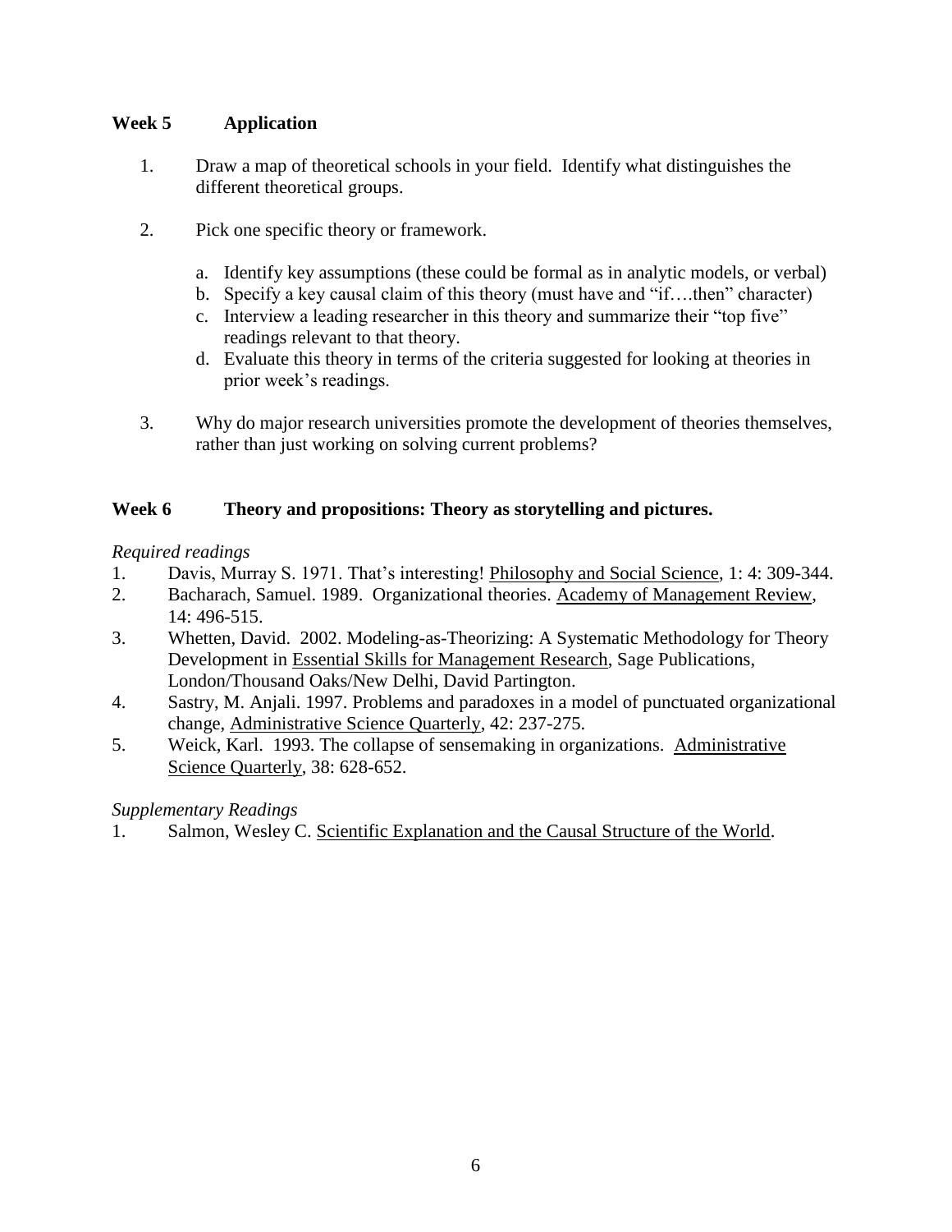## Week 5 Application

1. Draw a map of theoretical schools in your field. Identify what distinguishes the different theoretical groups.

2. Pick one specific theory or framework.

   a. Identify key assumptions (these could be formal as in analytic models, or verbal)
   b. Specify a key causal claim of this theory (must have and "if….then" character)
   c. Interview a leading researcher in this theory and summarize their "top five" readings relevant to that theory.
   d. Evaluate this theory in terms of the criteria suggested for looking at theories in prior week's readings.

3. Why do major research universities promote the development of theories themselves, rather than just working on solving current problems?

## Week 6 Theory and propositions: Theory as storytelling and pictures.

*Required readings*

1. Davis, Murray S. 1971. That's interesting! Philosophy and Social Science, 1: 4: 309-344.
2. Bacharach, Samuel. 1989. Organizational theories. Academy of Management Review, 14: 496-515.
3. Whetten, David. 2002. Modeling-as-Theorizing: A Systematic Methodology for Theory Development in Essential Skills for Management Research, Sage Publications, London/Thousand Oaks/New Delhi, David Partington.
4. Sastry, M. Anjali. 1997. Problems and paradoxes in a model of punctuated organizational change, Administrative Science Quarterly, 42: 237-275.
5. Weick, Karl. 1993. The collapse of sensemaking in organizations. Administrative Science Quarterly, 38: 628-652.

*Supplementary Readings*

1. Salmon, Wesley C. Scientific Explanation and the Causal Structure of the World.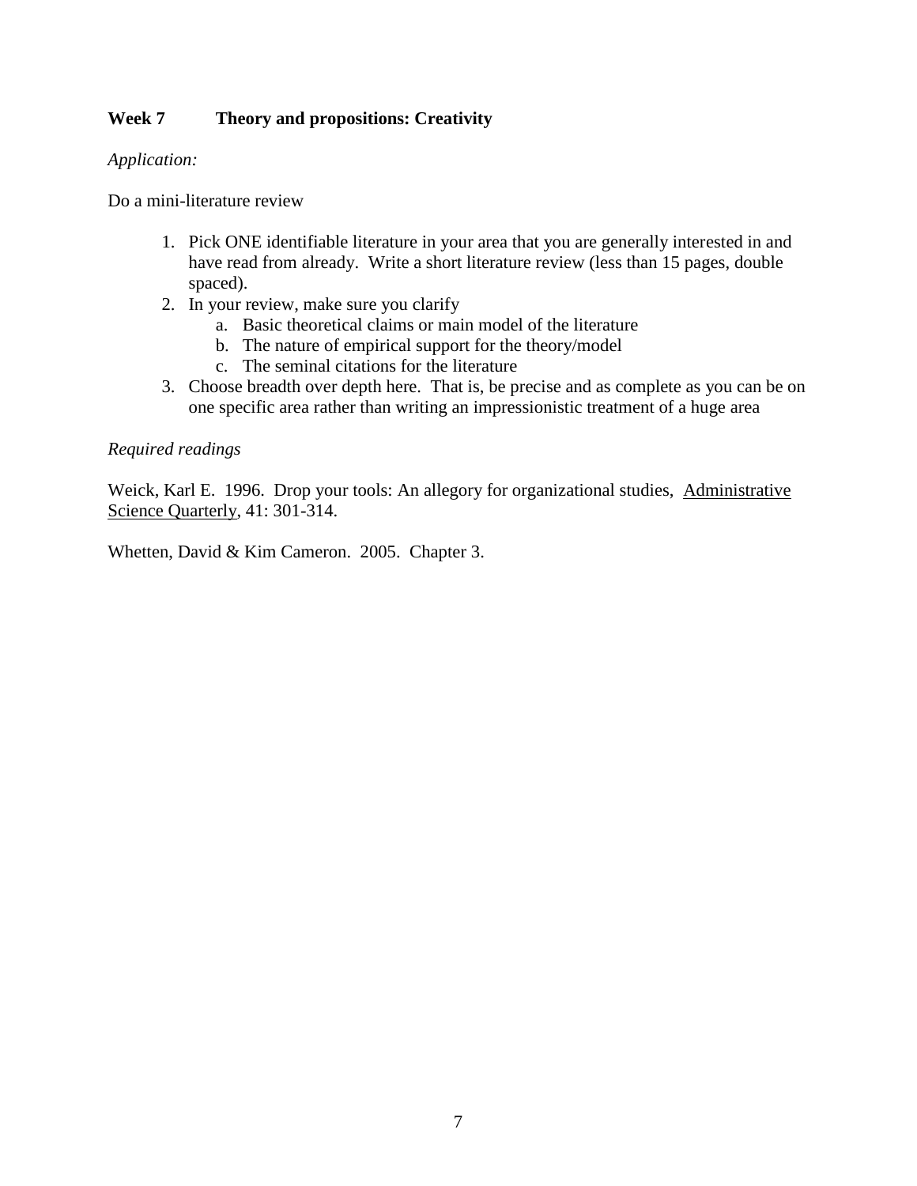**Week 7 Theory and propositions: Creativity**

*Application:*

Do a mini-literature review

1. Pick ONE identifiable literature in your area that you are generally interested in and have read from already. Write a short literature review (less than 15 pages, double spaced).
2. In your review, make sure you clarify
   a. Basic theoretical claims or main model of the literature
   b. The nature of empirical support for the theory/model
   c. The seminal citations for the literature
3. Choose breadth over depth here. That is, be precise and as complete as you can be on one specific area rather than writing an impressionistic treatment of a huge area

*Required readings*

Weick, Karl E. 1996. Drop your tools: An allegory for organizational studies, Administrative Science Quarterly, 41: 301-314.

Whetten, David & Kim Cameron. 2005. Chapter 3.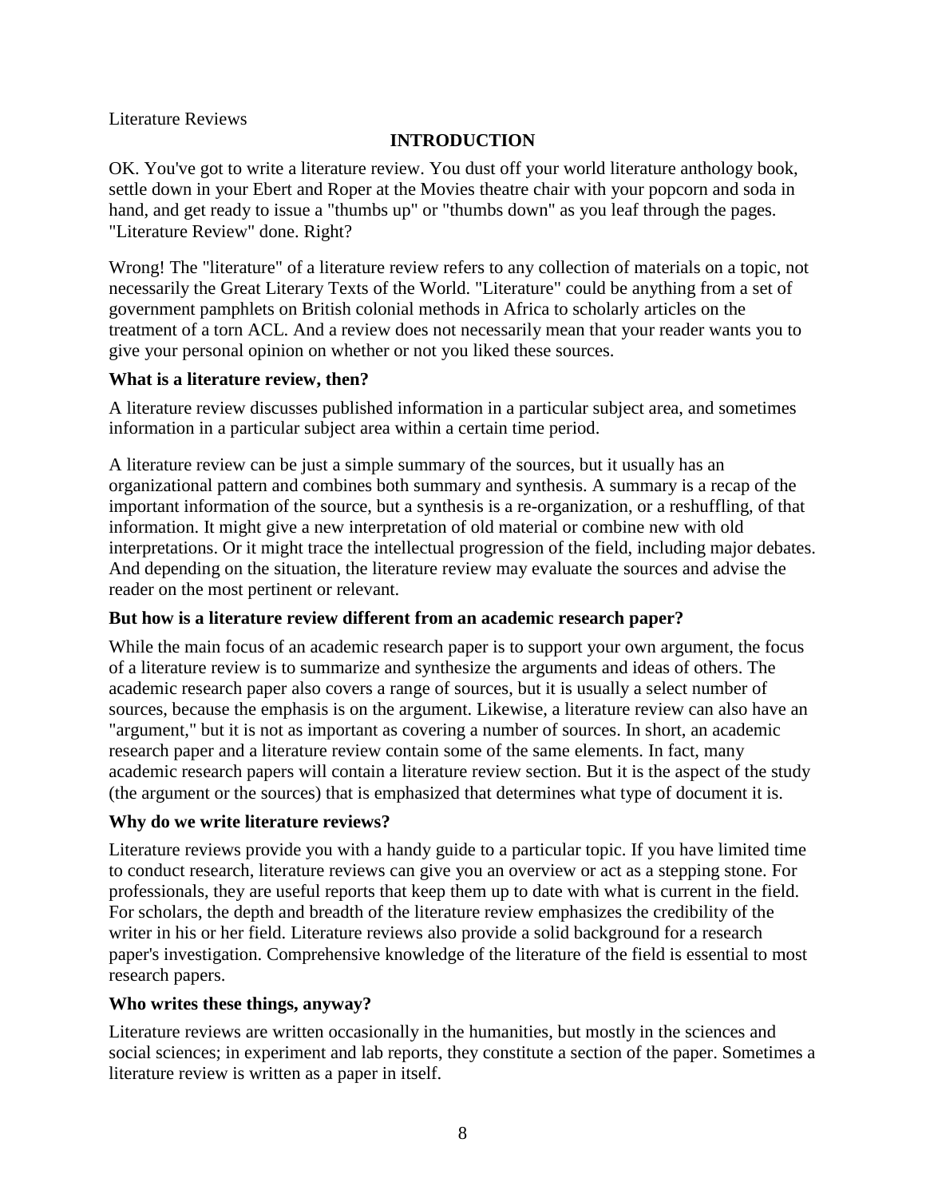Literature Reviews

# INTRODUCTION

OK. You've got to write a literature review. You dust off your world literature anthology book, settle down in your Ebert and Roper at the Movies theatre chair with your popcorn and soda in hand, and get ready to issue a "thumbs up" or "thumbs down" as you leaf through the pages. "Literature Review" done. Right?

Wrong! The "literature" of a literature review refers to any collection of materials on a topic, not necessarily the Great Literary Texts of the World. "Literature" could be anything from a set of government pamphlets on British colonial methods in Africa to scholarly articles on the treatment of a torn ACL. And a review does not necessarily mean that your reader wants you to give your personal opinion on whether or not you liked these sources.

### What is a literature review, then?

A literature review discusses published information in a particular subject area, and sometimes information in a particular subject area within a certain time period.

A literature review can be just a simple summary of the sources, but it usually has an organizational pattern and combines both summary and synthesis. A summary is a recap of the important information of the source, but a synthesis is a re-organization, or a reshuffling, of that information. It might give a new interpretation of old material or combine new with old interpretations. Or it might trace the intellectual progression of the field, including major debates. And depending on the situation, the literature review may evaluate the sources and advise the reader on the most pertinent or relevant.

### But how is a literature review different from an academic research paper?

While the main focus of an academic research paper is to support your own argument, the focus of a literature review is to summarize and synthesize the arguments and ideas of others. The academic research paper also covers a range of sources, but it is usually a select number of sources, because the emphasis is on the argument. Likewise, a literature review can also have an "argument," but it is not as important as covering a number of sources. In short, an academic research paper and a literature review contain some of the same elements. In fact, many academic research papers will contain a literature review section. But it is the aspect of the study (the argument or the sources) that is emphasized that determines what type of document it is.

### Why do we write literature reviews?

Literature reviews provide you with a handy guide to a particular topic. If you have limited time to conduct research, literature reviews can give you an overview or act as a stepping stone. For professionals, they are useful reports that keep them up to date with what is current in the field. For scholars, the depth and breadth of the literature review emphasizes the credibility of the writer in his or her field. Literature reviews also provide a solid background for a research paper's investigation. Comprehensive knowledge of the literature of the field is essential to most research papers.

### Who writes these things, anyway?

Literature reviews are written occasionally in the humanities, but mostly in the sciences and social sciences; in experiment and lab reports, they constitute a section of the paper. Sometimes a literature review is written as a paper in itself.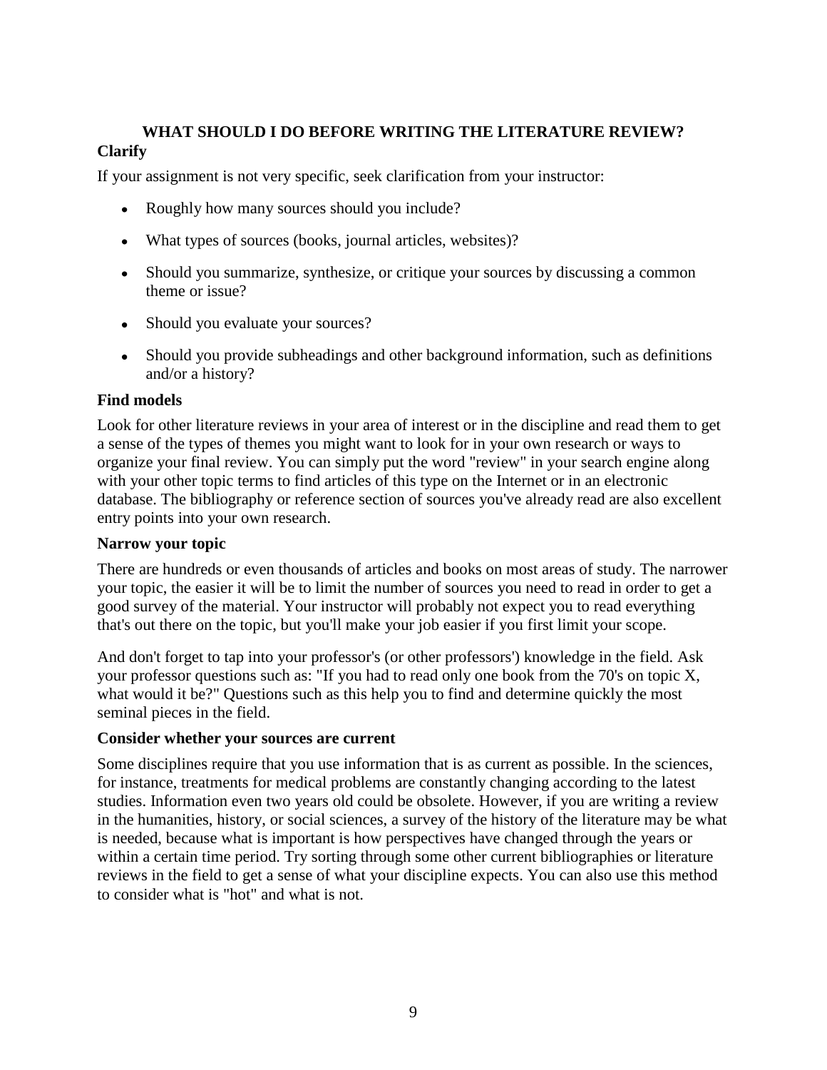## WHAT SHOULD I DO BEFORE WRITING THE LITERATURE REVIEW?

### Clarify

If your assignment is not very specific, seek clarification from your instructor:

- Roughly how many sources should you include?
- What types of sources (books, journal articles, websites)?
- Should you summarize, synthesize, or critique your sources by discussing a common theme or issue?
- Should you evaluate your sources?
- Should you provide subheadings and other background information, such as definitions and/or a history?

### Find models

Look for other literature reviews in your area of interest or in the discipline and read them to get a sense of the types of themes you might want to look for in your own research or ways to organize your final review. You can simply put the word "review" in your search engine along with your other topic terms to find articles of this type on the Internet or in an electronic database. The bibliography or reference section of sources you've already read are also excellent entry points into your own research.

### Narrow your topic

There are hundreds or even thousands of articles and books on most areas of study. The narrower your topic, the easier it will be to limit the number of sources you need to read in order to get a good survey of the material. Your instructor will probably not expect you to read everything that's out there on the topic, but you'll make your job easier if you first limit your scope.

And don't forget to tap into your professor's (or other professors') knowledge in the field. Ask your professor questions such as: "If you had to read only one book from the 70's on topic X, what would it be?" Questions such as this help you to find and determine quickly the most seminal pieces in the field.

### Consider whether your sources are current

Some disciplines require that you use information that is as current as possible. In the sciences, for instance, treatments for medical problems are constantly changing according to the latest studies. Information even two years old could be obsolete. However, if you are writing a review in the humanities, history, or social sciences, a survey of the history of the literature may be what is needed, because what is important is how perspectives have changed through the years or within a certain time period. Try sorting through some other current bibliographies or literature reviews in the field to get a sense of what your discipline expects. You can also use this method to consider what is "hot" and what is not.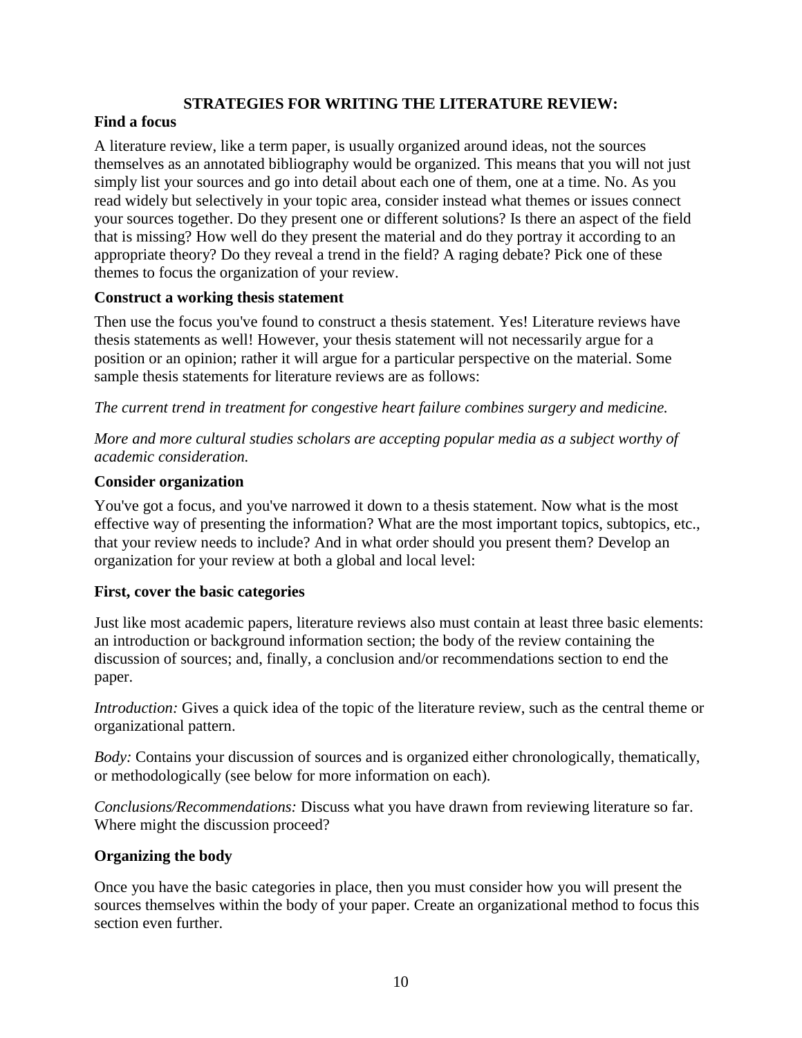## STRATEGIES FOR WRITING THE LITERATURE REVIEW:

### Find a focus

A literature review, like a term paper, is usually organized around ideas, not the sources themselves as an annotated bibliography would be organized. This means that you will not just simply list your sources and go into detail about each one of them, one at a time. No. As you read widely but selectively in your topic area, consider instead what themes or issues connect your sources together. Do they present one or different solutions? Is there an aspect of the field that is missing? How well do they present the material and do they portray it according to an appropriate theory? Do they reveal a trend in the field? A raging debate? Pick one of these themes to focus the organization of your review.

### Construct a working thesis statement

Then use the focus you've found to construct a thesis statement. Yes! Literature reviews have thesis statements as well! However, your thesis statement will not necessarily argue for a position or an opinion; rather it will argue for a particular perspective on the material. Some sample thesis statements for literature reviews are as follows:

*The current trend in treatment for congestive heart failure combines surgery and medicine.*

*More and more cultural studies scholars are accepting popular media as a subject worthy of academic consideration.*

### Consider organization

You've got a focus, and you've narrowed it down to a thesis statement. Now what is the most effective way of presenting the information? What are the most important topics, subtopics, etc., that your review needs to include? And in what order should you present them? Develop an organization for your review at both a global and local level:

### First, cover the basic categories

Just like most academic papers, literature reviews also must contain at least three basic elements: an introduction or background information section; the body of the review containing the discussion of sources; and, finally, a conclusion and/or recommendations section to end the paper.

*Introduction:* Gives a quick idea of the topic of the literature review, such as the central theme or organizational pattern.

*Body:* Contains your discussion of sources and is organized either chronologically, thematically, or methodologically (see below for more information on each).

*Conclusions/Recommendations:* Discuss what you have drawn from reviewing literature so far. Where might the discussion proceed?

### Organizing the body

Once you have the basic categories in place, then you must consider how you will present the sources themselves within the body of your paper. Create an organizational method to focus this section even further.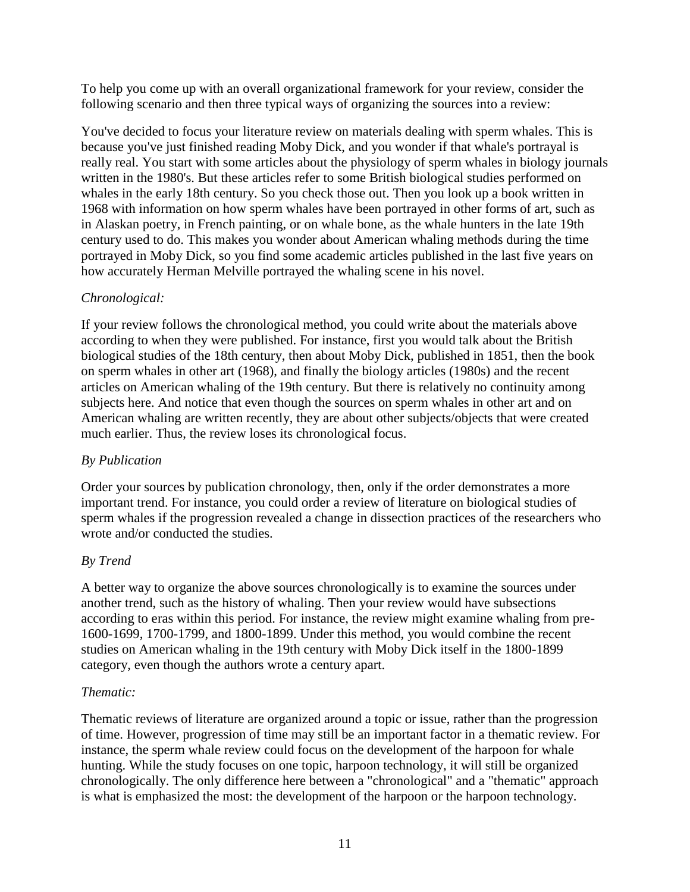To help you come up with an overall organizational framework for your review, consider the following scenario and then three typical ways of organizing the sources into a review:

You've decided to focus your literature review on materials dealing with sperm whales. This is because you've just finished reading Moby Dick, and you wonder if that whale's portrayal is really real. You start with some articles about the physiology of sperm whales in biology journals written in the 1980's. But these articles refer to some British biological studies performed on whales in the early 18th century. So you check those out. Then you look up a book written in 1968 with information on how sperm whales have been portrayed in other forms of art, such as in Alaskan poetry, in French painting, or on whale bone, as the whale hunters in the late 19th century used to do. This makes you wonder about American whaling methods during the time portrayed in Moby Dick, so you find some academic articles published in the last five years on how accurately Herman Melville portrayed the whaling scene in his novel.

*Chronological:*

If your review follows the chronological method, you could write about the materials above according to when they were published. For instance, first you would talk about the British biological studies of the 18th century, then about Moby Dick, published in 1851, then the book on sperm whales in other art (1968), and finally the biology articles (1980s) and the recent articles on American whaling of the 19th century. But there is relatively no continuity among subjects here. And notice that even though the sources on sperm whales in other art and on American whaling are written recently, they are about other subjects/objects that were created much earlier. Thus, the review loses its chronological focus.

*By Publication*

Order your sources by publication chronology, then, only if the order demonstrates a more important trend. For instance, you could order a review of literature on biological studies of sperm whales if the progression revealed a change in dissection practices of the researchers who wrote and/or conducted the studies.

*By Trend*

A better way to organize the above sources chronologically is to examine the sources under another trend, such as the history of whaling. Then your review would have subsections according to eras within this period. For instance, the review might examine whaling from pre-1600-1699, 1700-1799, and 1800-1899. Under this method, you would combine the recent studies on American whaling in the 19th century with Moby Dick itself in the 1800-1899 category, even though the authors wrote a century apart.

*Thematic:*

Thematic reviews of literature are organized around a topic or issue, rather than the progression of time. However, progression of time may still be an important factor in a thematic review. For instance, the sperm whale review could focus on the development of the harpoon for whale hunting. While the study focuses on one topic, harpoon technology, it will still be organized chronologically. The only difference here between a "chronological" and a "thematic" approach is what is emphasized the most: the development of the harpoon or the harpoon technology.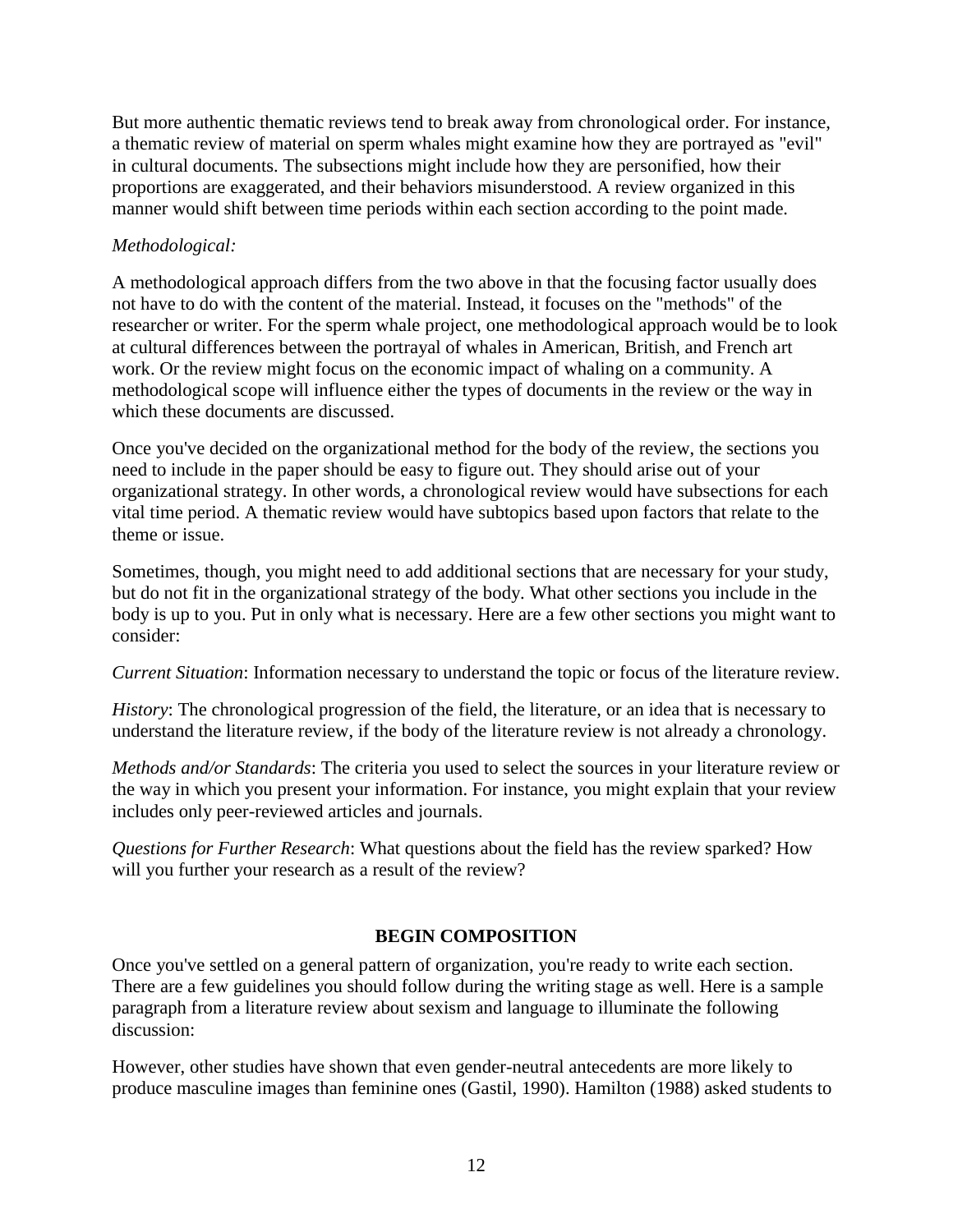But more authentic thematic reviews tend to break away from chronological order. For instance, a thematic review of material on sperm whales might examine how they are portrayed as "evil" in cultural documents. The subsections might include how they are personified, how their proportions are exaggerated, and their behaviors misunderstood. A review organized in this manner would shift between time periods within each section according to the point made.

*Methodological:*

A methodological approach differs from the two above in that the focusing factor usually does not have to do with the content of the material. Instead, it focuses on the "methods" of the researcher or writer. For the sperm whale project, one methodological approach would be to look at cultural differences between the portrayal of whales in American, British, and French art work. Or the review might focus on the economic impact of whaling on a community. A methodological scope will influence either the types of documents in the review or the way in which these documents are discussed.

Once you've decided on the organizational method for the body of the review, the sections you need to include in the paper should be easy to figure out. They should arise out of your organizational strategy. In other words, a chronological review would have subsections for each vital time period. A thematic review would have subtopics based upon factors that relate to the theme or issue.

Sometimes, though, you might need to add additional sections that are necessary for your study, but do not fit in the organizational strategy of the body. What other sections you include in the body is up to you. Put in only what is necessary. Here are a few other sections you might want to consider:

*Current Situation*: Information necessary to understand the topic or focus of the literature review.

*History*: The chronological progression of the field, the literature, or an idea that is necessary to understand the literature review, if the body of the literature review is not already a chronology.

*Methods and/or Standards*: The criteria you used to select the sources in your literature review or the way in which you present your information. For instance, you might explain that your review includes only peer-reviewed articles and journals.

*Questions for Further Research*: What questions about the field has the review sparked? How will you further your research as a result of the review?

## BEGIN COMPOSITION

Once you've settled on a general pattern of organization, you're ready to write each section. There are a few guidelines you should follow during the writing stage as well. Here is a sample paragraph from a literature review about sexism and language to illuminate the following discussion:

However, other studies have shown that even gender-neutral antecedents are more likely to produce masculine images than feminine ones (Gastil, 1990). Hamilton (1988) asked students to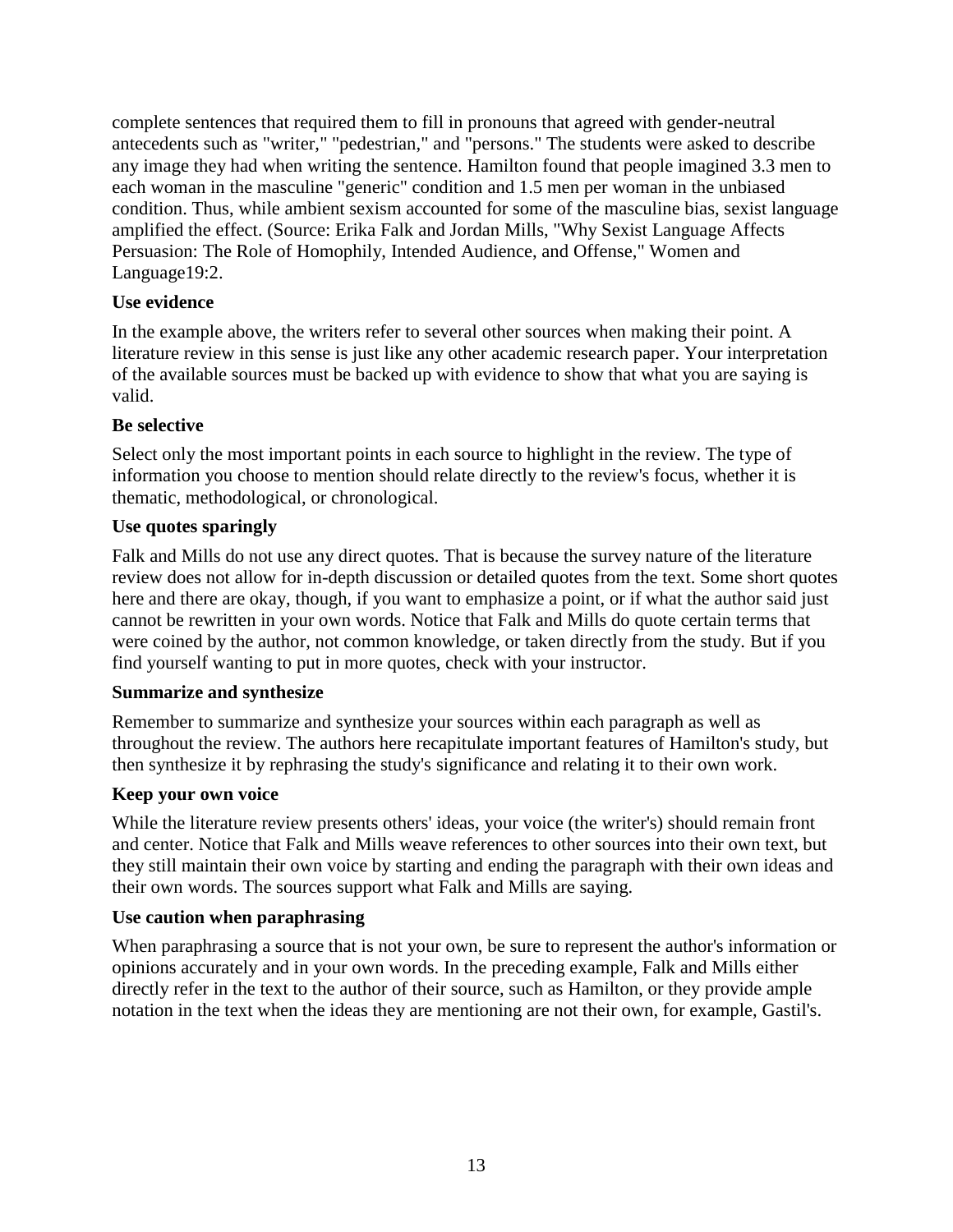complete sentences that required them to fill in pronouns that agreed with gender-neutral antecedents such as "writer," "pedestrian," and "persons." The students were asked to describe any image they had when writing the sentence. Hamilton found that people imagined 3.3 men to each woman in the masculine "generic" condition and 1.5 men per woman in the unbiased condition. Thus, while ambient sexism accounted for some of the masculine bias, sexist language amplified the effect. (Source: Erika Falk and Jordan Mills, "Why Sexist Language Affects Persuasion: The Role of Homophily, Intended Audience, and Offense," Women and Language19:2.

**Use evidence**

In the example above, the writers refer to several other sources when making their point. A literature review in this sense is just like any other academic research paper. Your interpretation of the available sources must be backed up with evidence to show that what you are saying is valid.

**Be selective**

Select only the most important points in each source to highlight in the review. The type of information you choose to mention should relate directly to the review's focus, whether it is thematic, methodological, or chronological.

**Use quotes sparingly**

Falk and Mills do not use any direct quotes. That is because the survey nature of the literature review does not allow for in-depth discussion or detailed quotes from the text. Some short quotes here and there are okay, though, if you want to emphasize a point, or if what the author said just cannot be rewritten in your own words. Notice that Falk and Mills do quote certain terms that were coined by the author, not common knowledge, or taken directly from the study. But if you find yourself wanting to put in more quotes, check with your instructor.

**Summarize and synthesize**

Remember to summarize and synthesize your sources within each paragraph as well as throughout the review. The authors here recapitulate important features of Hamilton's study, but then synthesize it by rephrasing the study's significance and relating it to their own work.

**Keep your own voice**

While the literature review presents others' ideas, your voice (the writer's) should remain front and center. Notice that Falk and Mills weave references to other sources into their own text, but they still maintain their own voice by starting and ending the paragraph with their own ideas and their own words. The sources support what Falk and Mills are saying.

**Use caution when paraphrasing**

When paraphrasing a source that is not your own, be sure to represent the author's information or opinions accurately and in your own words. In the preceding example, Falk and Mills either directly refer in the text to the author of their source, such as Hamilton, or they provide ample notation in the text when the ideas they are mentioning are not their own, for example, Gastil's.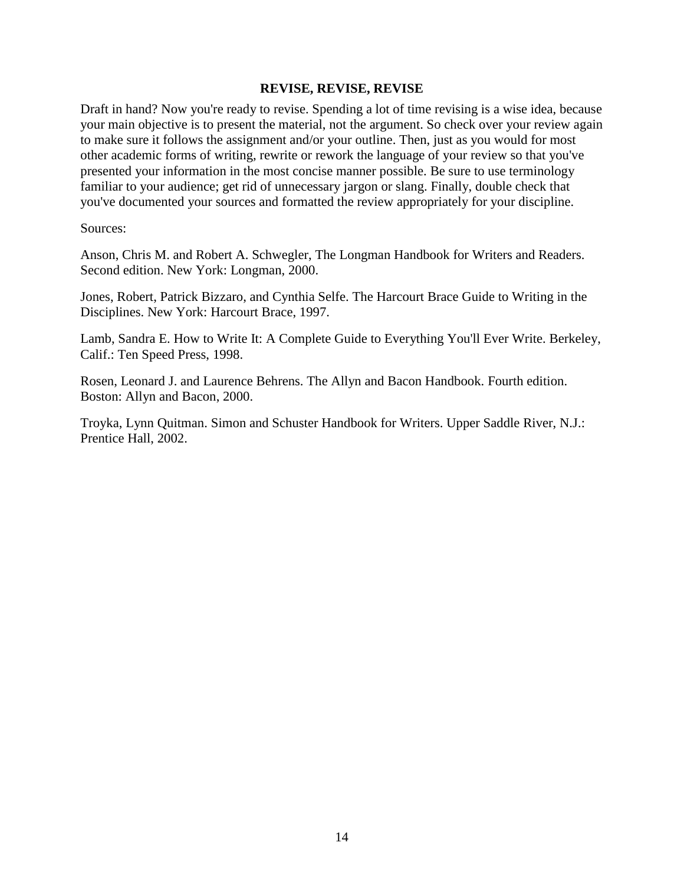## REVISE, REVISE, REVISE

Draft in hand? Now you're ready to revise. Spending a lot of time revising is a wise idea, because your main objective is to present the material, not the argument. So check over your review again to make sure it follows the assignment and/or your outline. Then, just as you would for most other academic forms of writing, rewrite or rework the language of your review so that you've presented your information in the most concise manner possible. Be sure to use terminology familiar to your audience; get rid of unnecessary jargon or slang. Finally, double check that you've documented your sources and formatted the review appropriately for your discipline.

Sources:

Anson, Chris M. and Robert A. Schwegler, The Longman Handbook for Writers and Readers. Second edition. New York: Longman, 2000.

Jones, Robert, Patrick Bizzaro, and Cynthia Selfe. The Harcourt Brace Guide to Writing in the Disciplines. New York: Harcourt Brace, 1997.

Lamb, Sandra E. How to Write It: A Complete Guide to Everything You'll Ever Write. Berkeley, Calif.: Ten Speed Press, 1998.

Rosen, Leonard J. and Laurence Behrens. The Allyn and Bacon Handbook. Fourth edition. Boston: Allyn and Bacon, 2000.

Troyka, Lynn Quitman. Simon and Schuster Handbook for Writers. Upper Saddle River, N.J.: Prentice Hall, 2002.